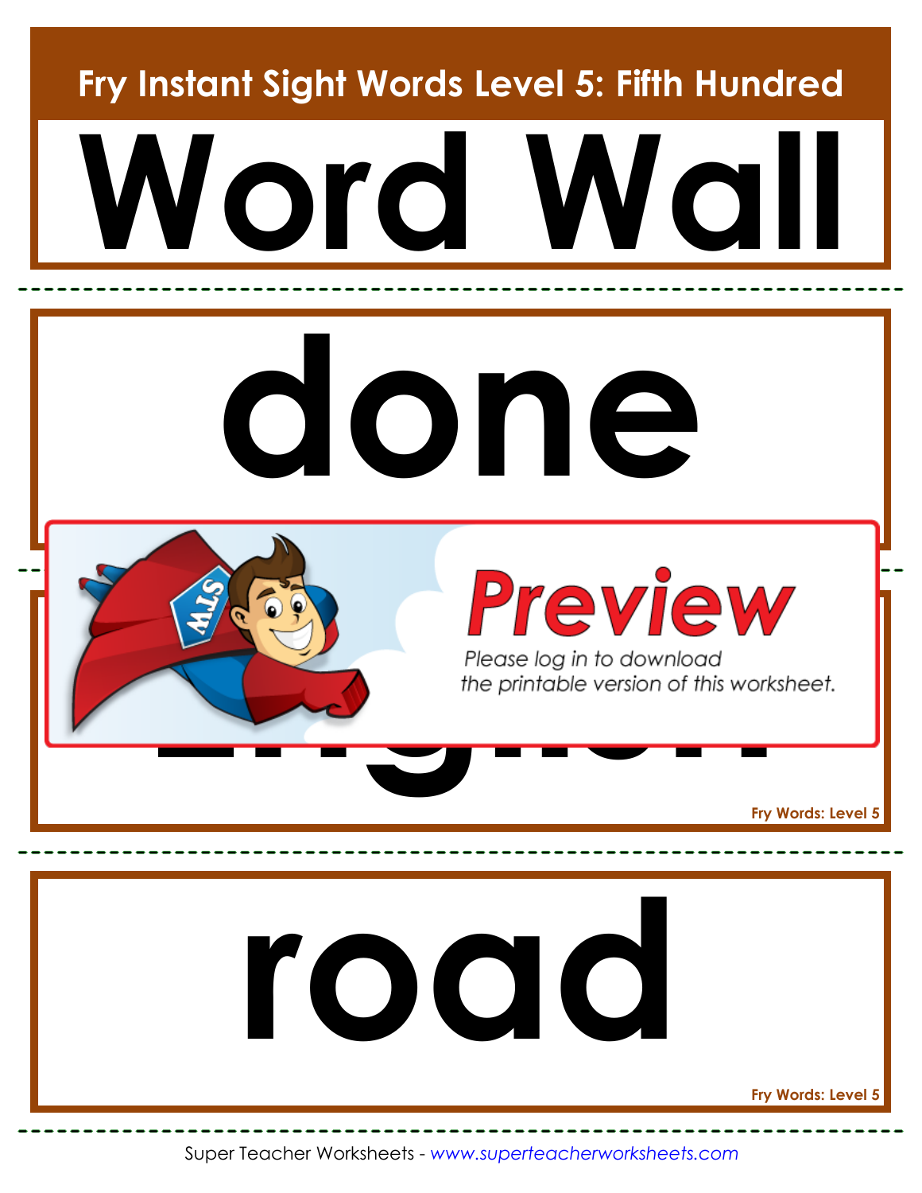# Fry Instant Sight Words Level 5: Fifth Hundred

# Word Wall

done

Preview

Please log in to download the printable version of this worksheet.

English

Fry Words: Level 5

road

Fry Words: Level 5

Super Teacher Worksheets - www.superteacherworksheets.com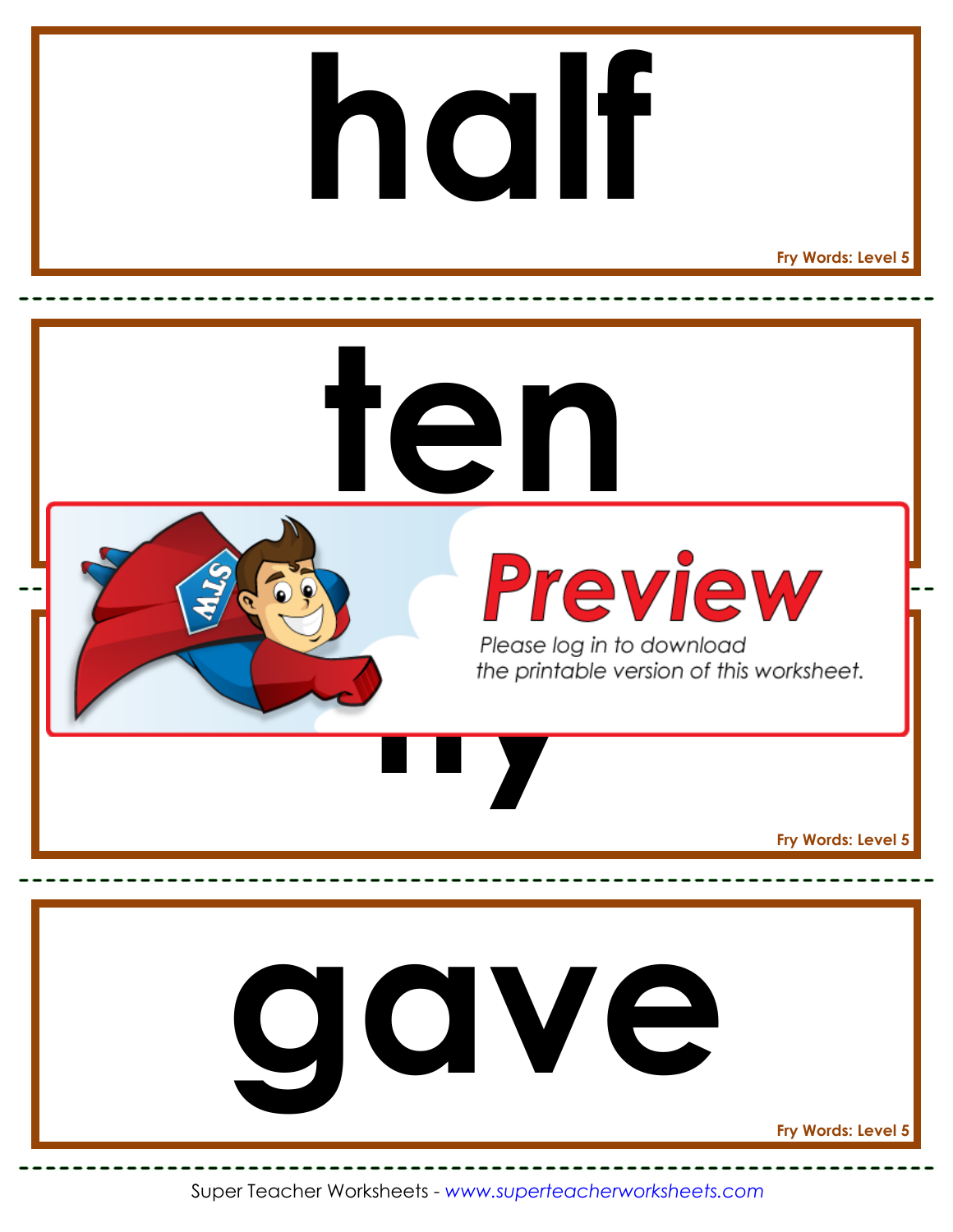# half

Fry Words: Level 5

# ten

Preview

Please log in to download the printable version of this worksheet.

# fly

Fry Words: Level 5

# gave

Fry Words: Level 5

Super Teacher Worksheets - *www.superteacherworksheets.com*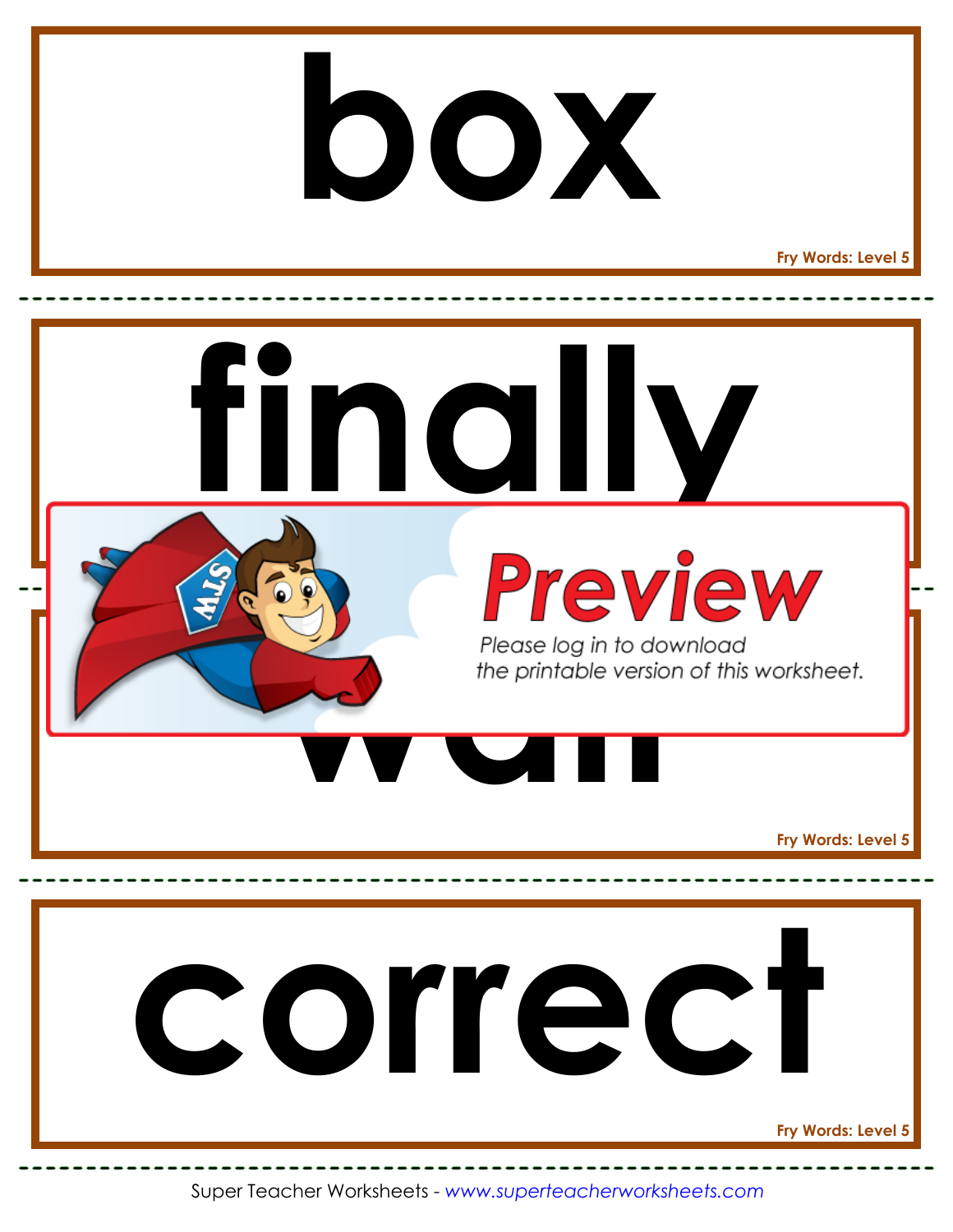# box

Fry Words: Level 5

# finally

# wall

Preview

Please log in to download the printable version of this worksheet.

Fry Words: Level 5

# correct

Fry Words: Level 5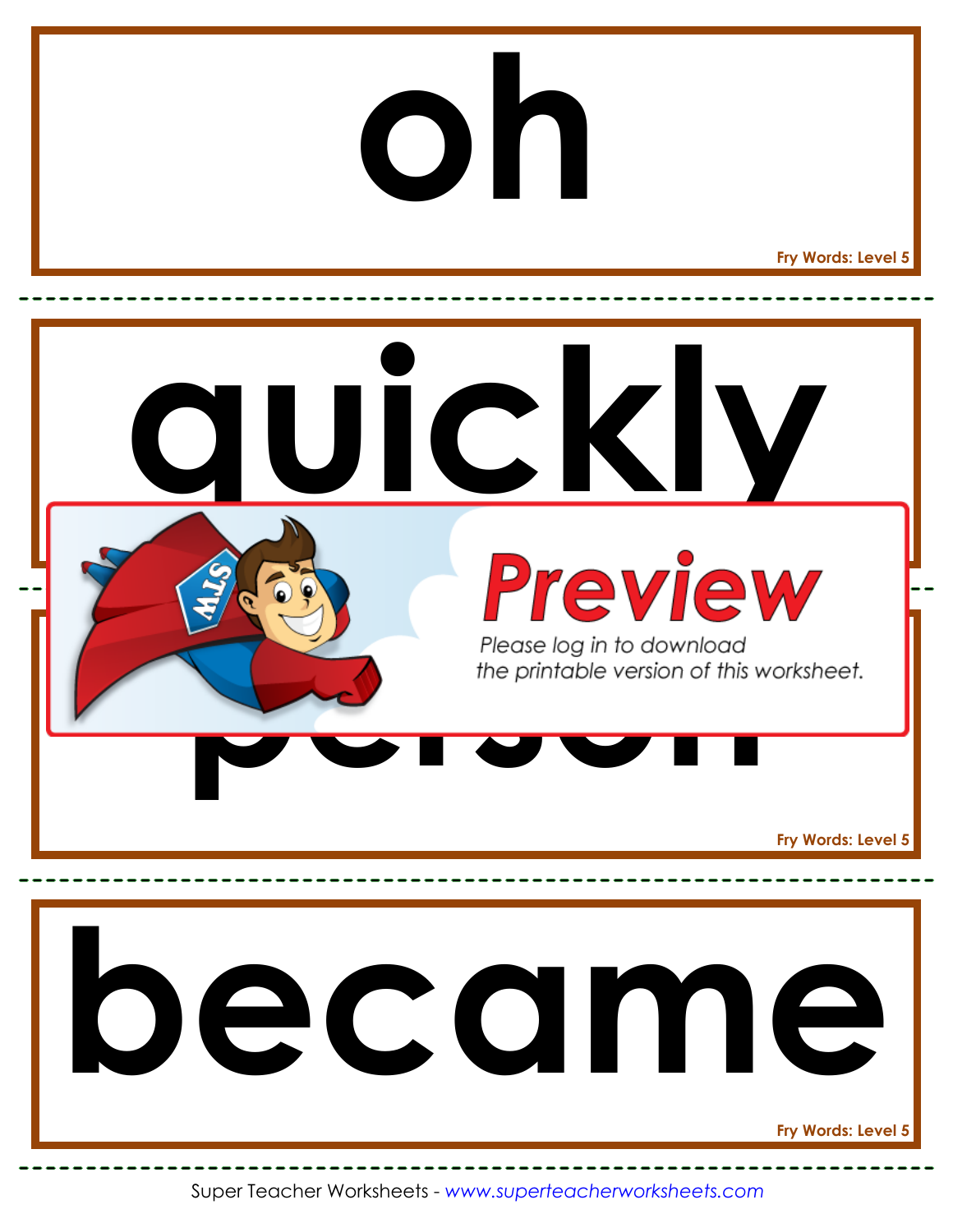# oh

Fry Words: Level 5

# quickly

Preview

Please log in to download the printable version of this worksheet.

# person

Fry Words: Level 5

# became

Fry Words: Level 5

Super Teacher Worksheets - *www.superteacherworksheets.com*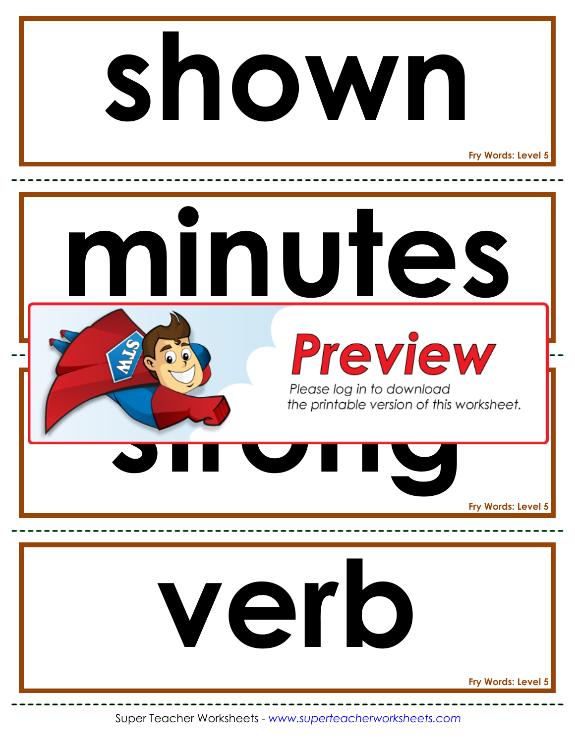# shown

Fry Words: Level 5

# minutes

Fry Words: Level 5

**Preview**

Please log in to download the printable version of this worksheet.

# strong

Fry Words: Level 5

# verb

Fry Words: Level 5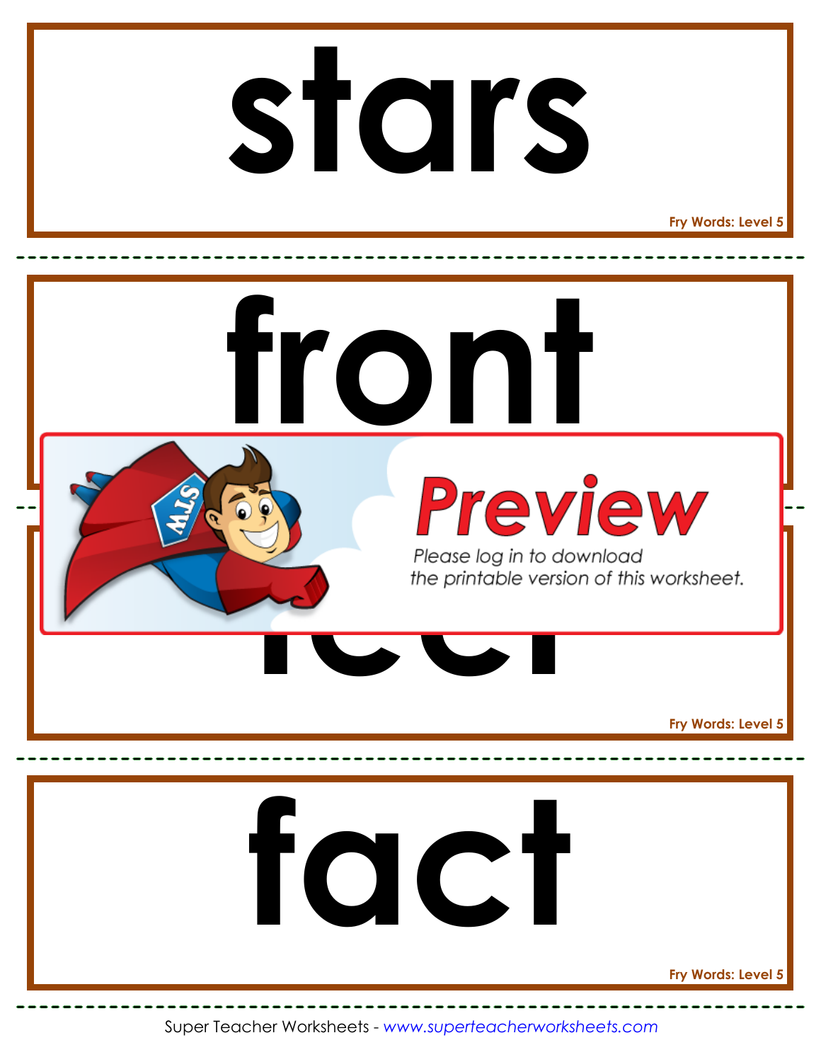# stars

Fry Words: Level 5

# front

Preview

Please log in to download the printable version of this worksheet.

# feel

Fry Words: Level 5

# fact

Fry Words: Level 5

Super Teacher Worksheets - *www.superteacherworksheets.com*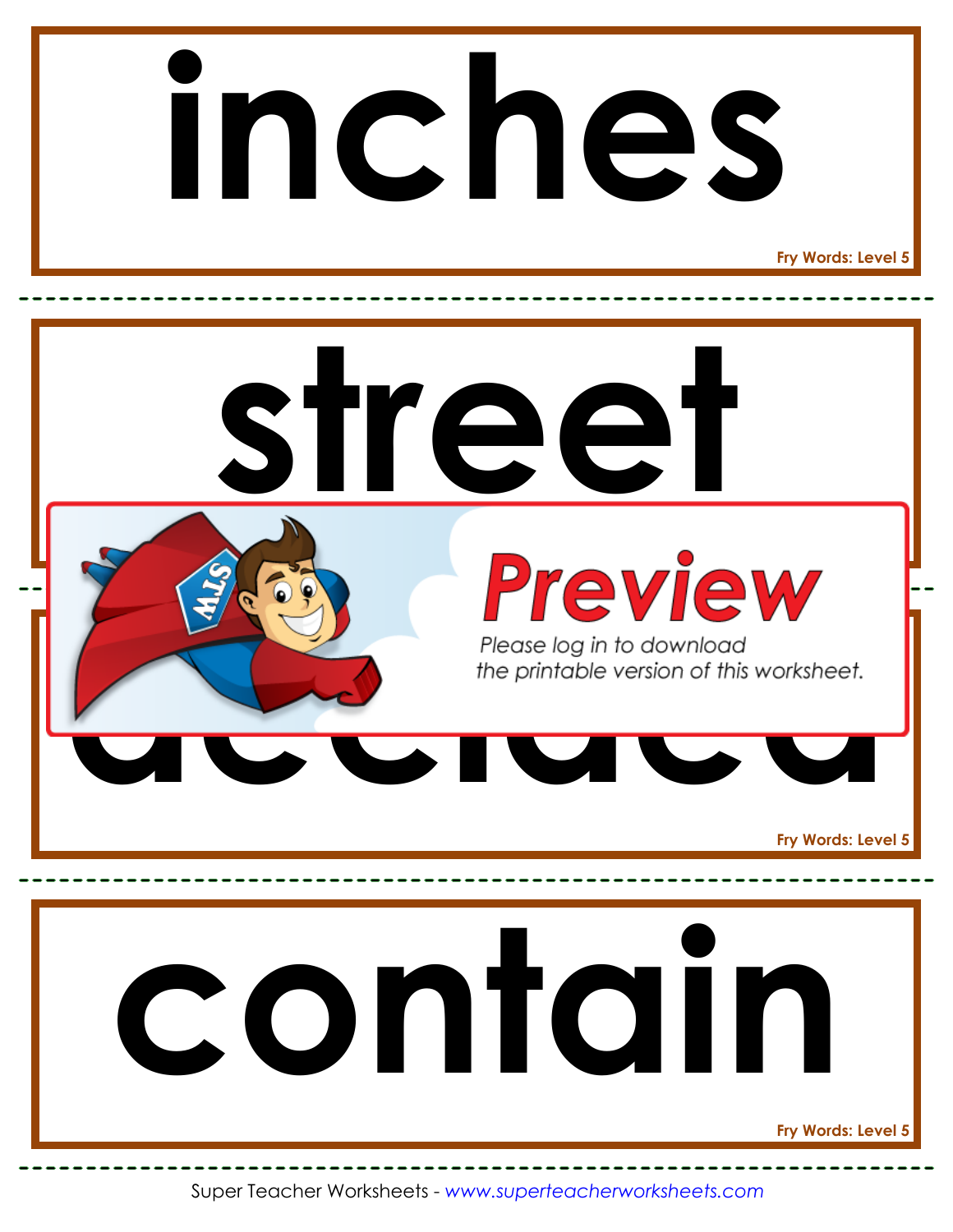# inches

Fry Words: Level 5

---

# street

Preview

Please log in to download the printable version of this worksheet.

# decided

Fry Words: Level 5

---

# contain

Fry Words: Level 5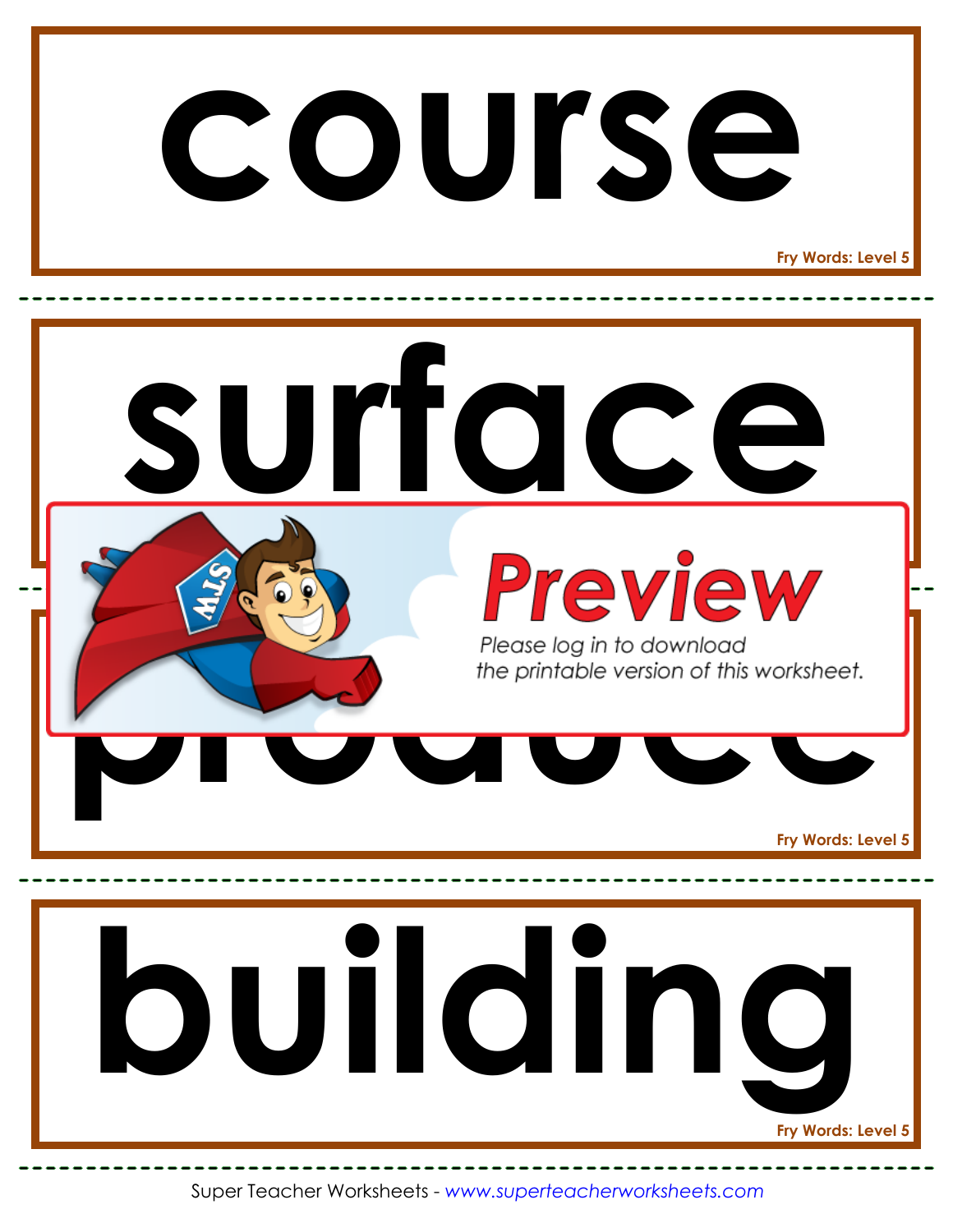# course

Fry Words: Level 5

---

# surface

Preview

Please log in to download the printable version of this worksheet.

# produce

Fry Words: Level 5

---

# building

Fry Words: Level 5

---

Super Teacher Worksheets - *www.superteacherworksheets.com*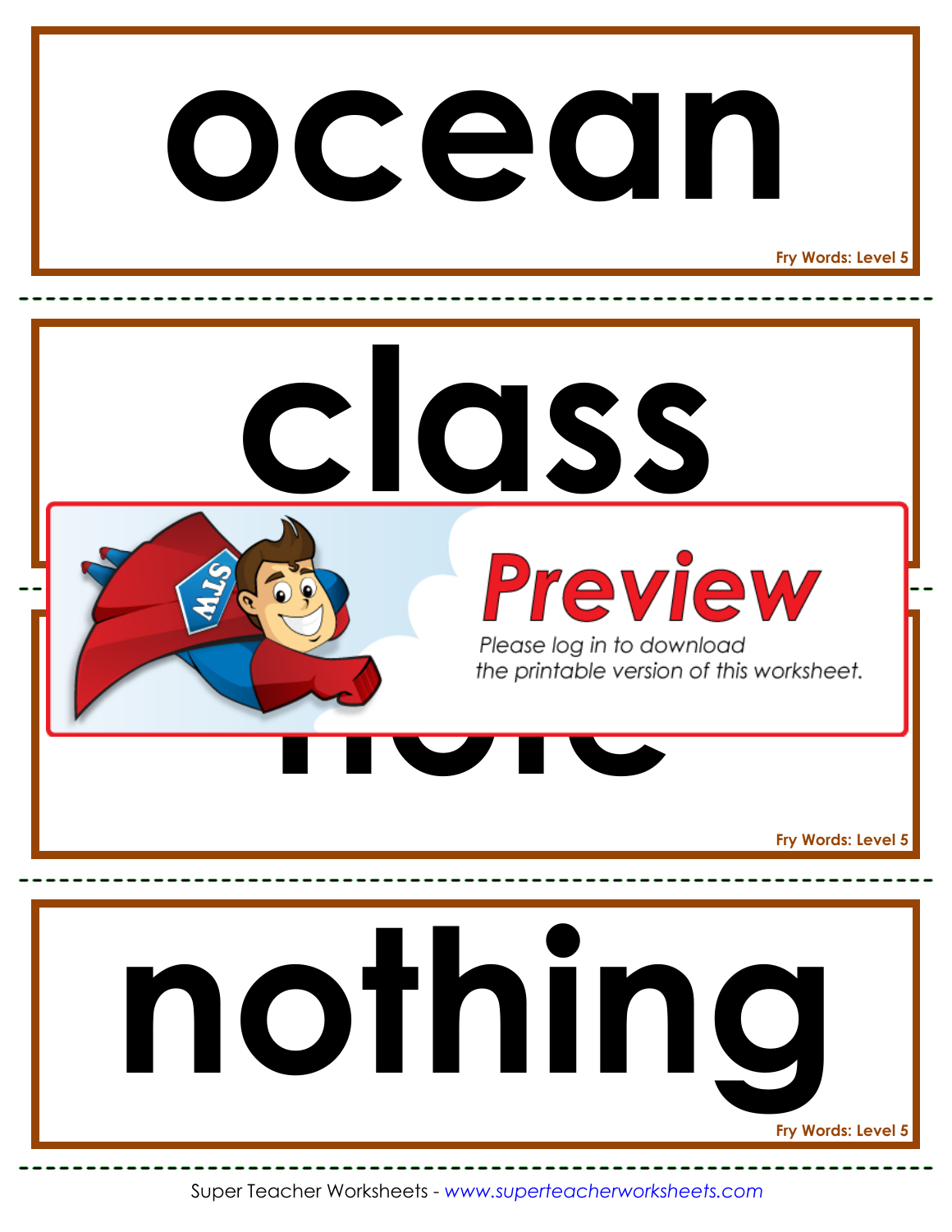# ocean

Fry Words: Level 5

# class

**Preview**

*Please log in to download the printable version of this worksheet.*

Fry Words: Level 5

# nothing

Fry Words: Level 5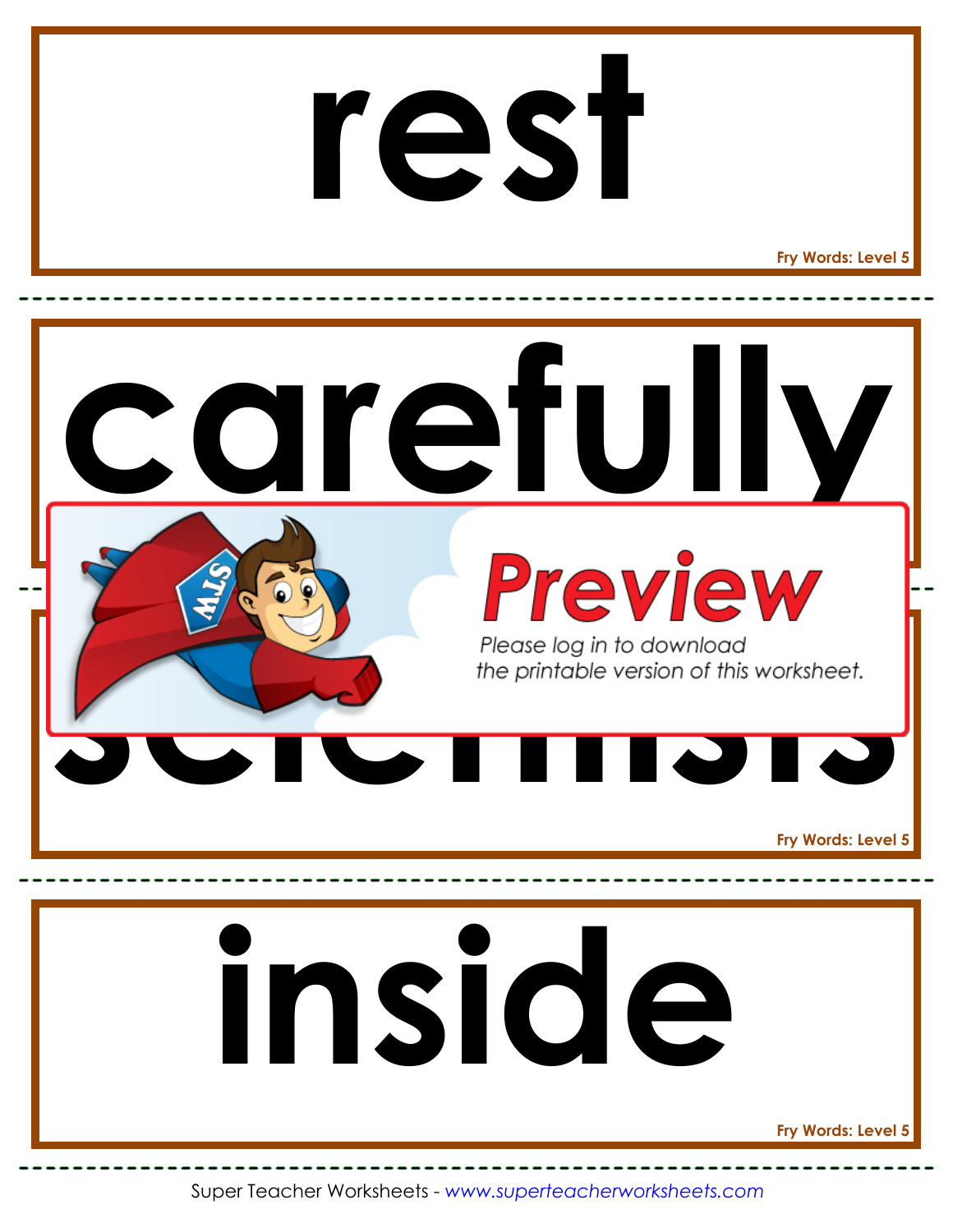# rest

Fry Words: Level 5

# carefully

Preview

Please log in to download the printable version of this worksheet.

# scientists

Fry Words: Level 5

# inside

Fry Words: Level 5

Super Teacher Worksheets - *www.superteacherworksheets.com*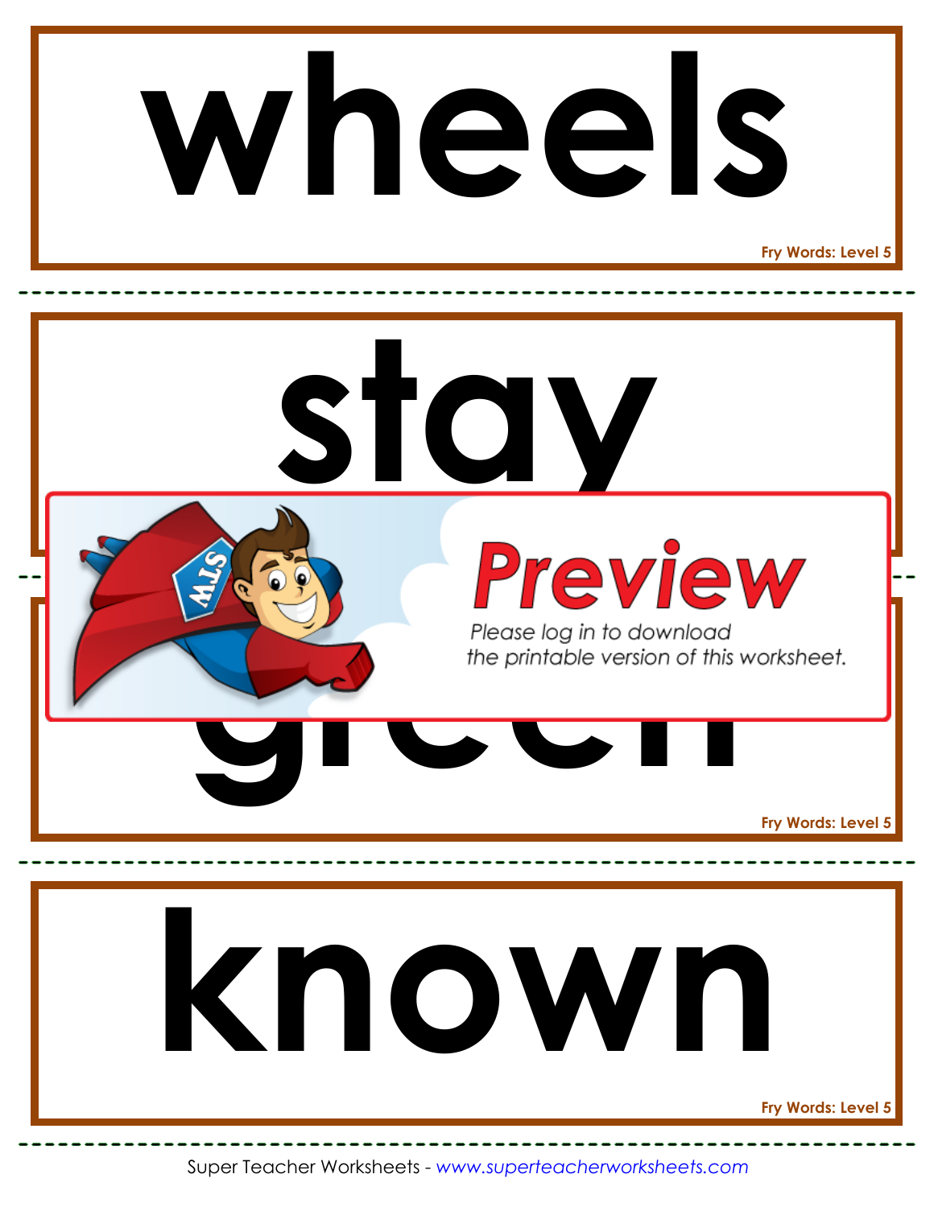# wheels

Fry Words: Level 5

# stay

Preview

Please log in to download the printable version of this worksheet.

# green

Fry Words: Level 5

# known

Fry Words: Level 5

Super Teacher Worksheets - www.superteacherworksheets.com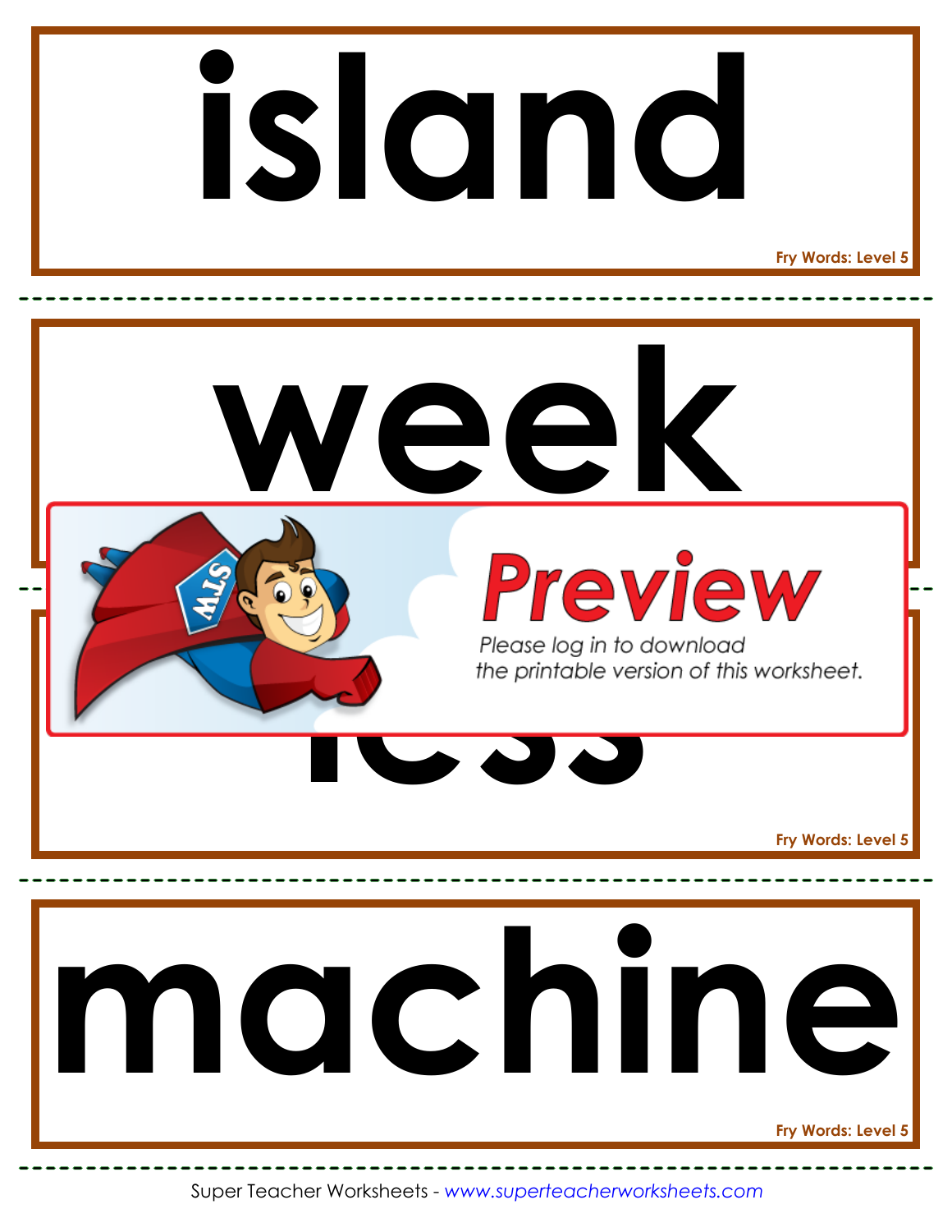# island

Fry Words: Level 5

---

# week

---

# less

Fry Words: Level 5

---

# machine

Fry Words: Level 5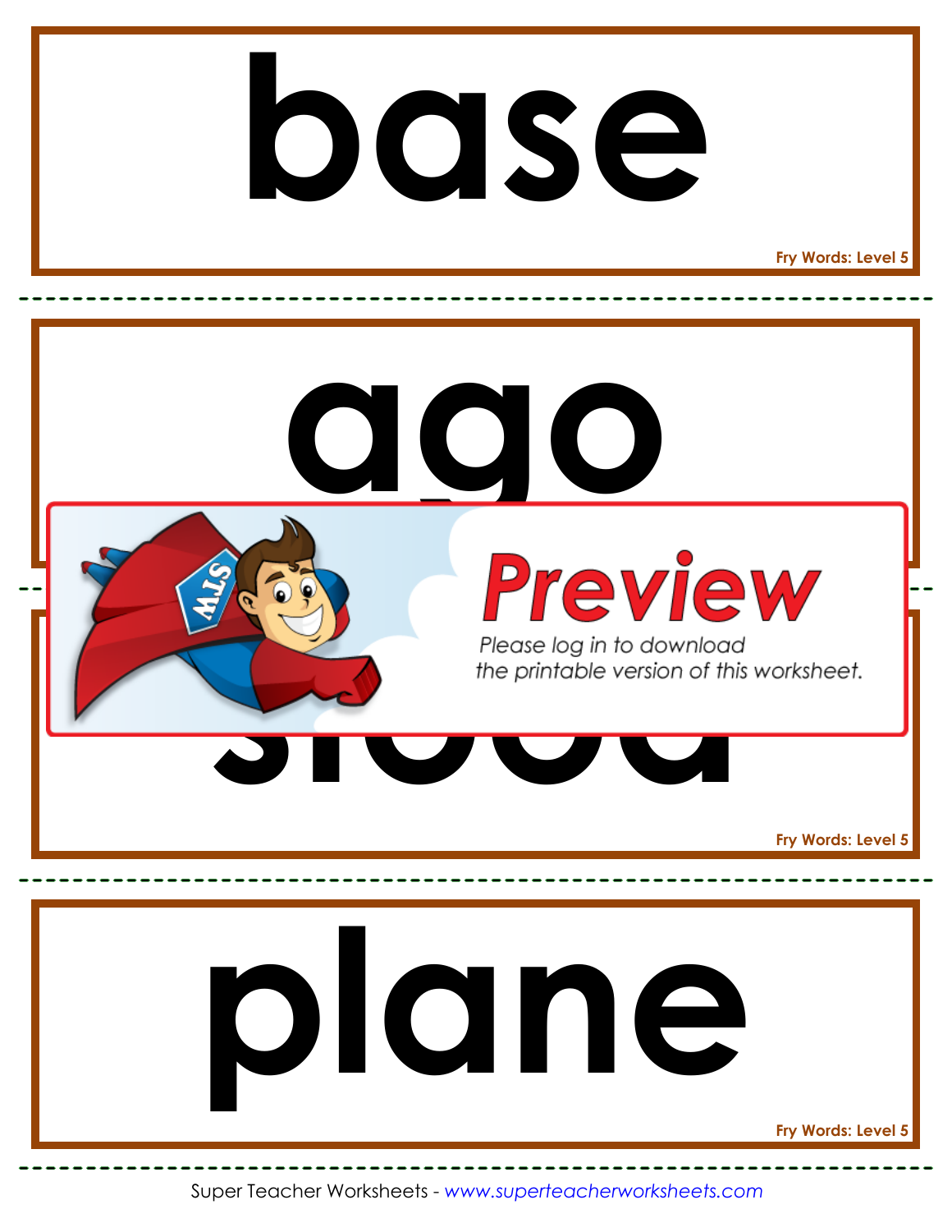# base

Fry Words: Level 5

# ago

**Preview**

Please log in to download the printable version of this worksheet.

# stood

Fry Words: Level 5

# plane

Fry Words: Level 5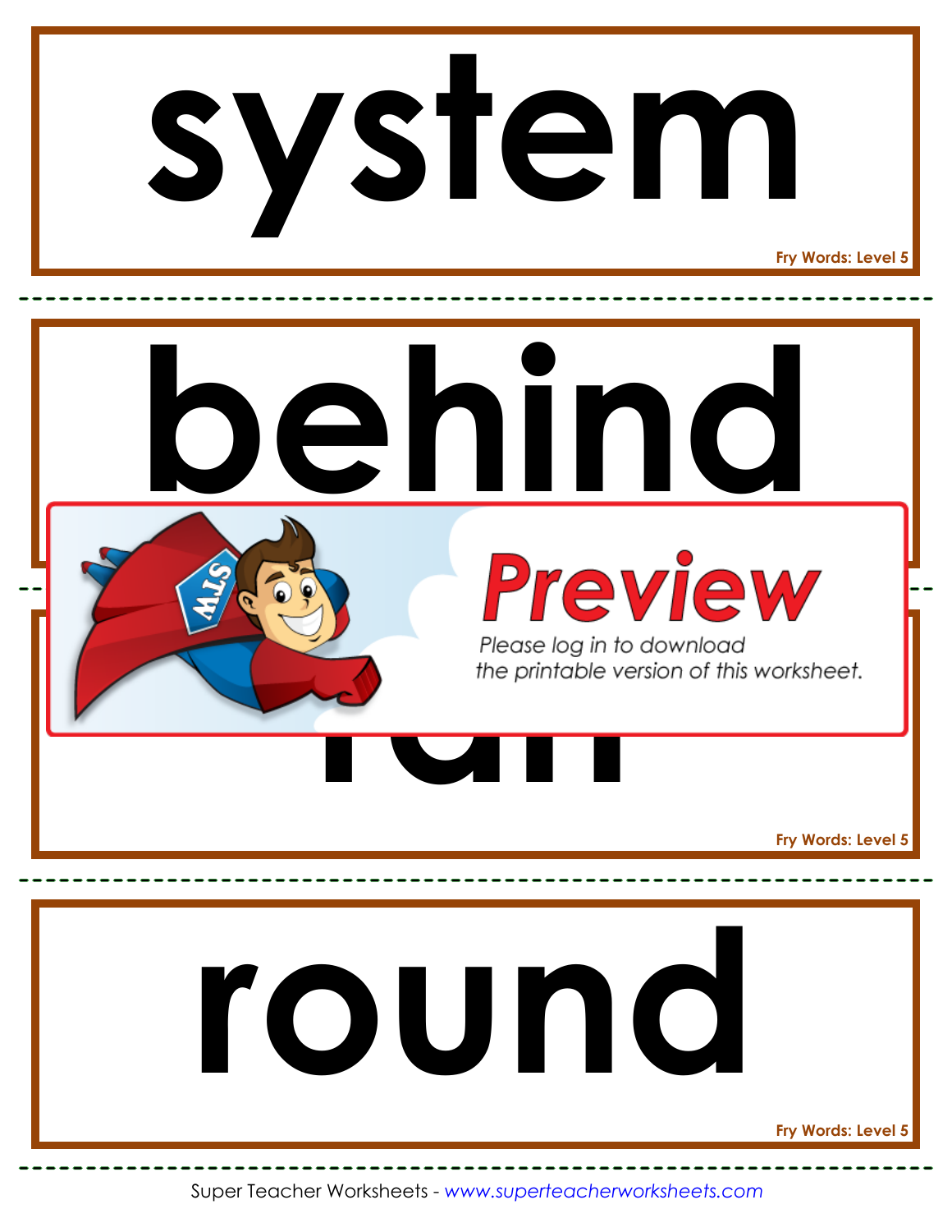system

Fry Words: Level 5

behind

Preview

Please log in to download the printable version of this worksheet.

ran

Fry Words: Level 5

round

Fry Words: Level 5

Super Teacher Worksheets - *www.superteacherworksheets.com*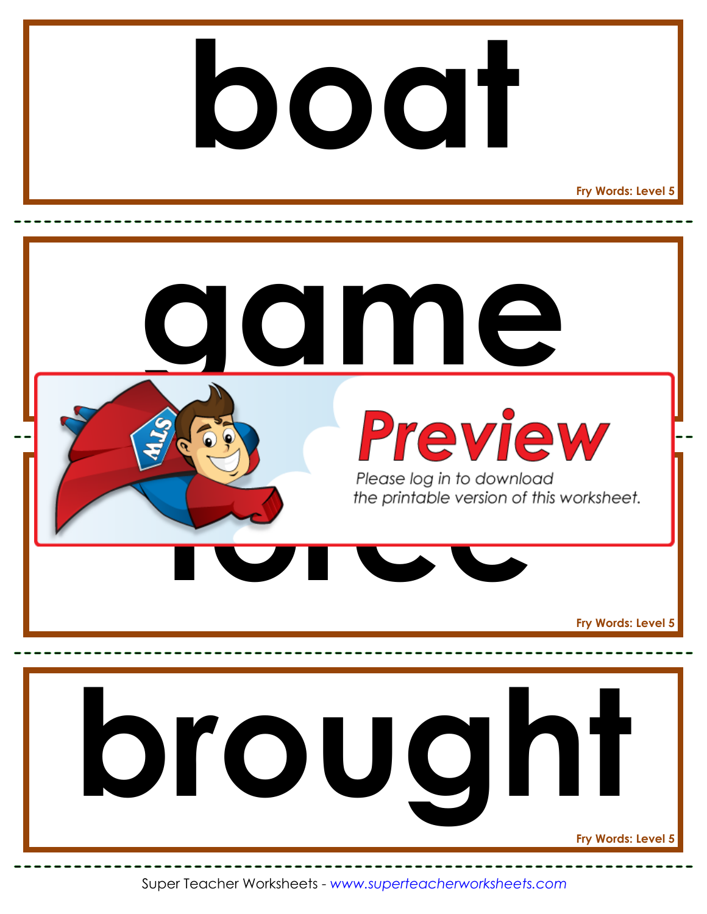boat

Fry Words: Level 5

game

Preview

Please log in to download the printable version of this worksheet.

force

Fry Words: Level 5

brought

Fry Words: Level 5

Super Teacher Worksheets - www.superteacherworksheets.com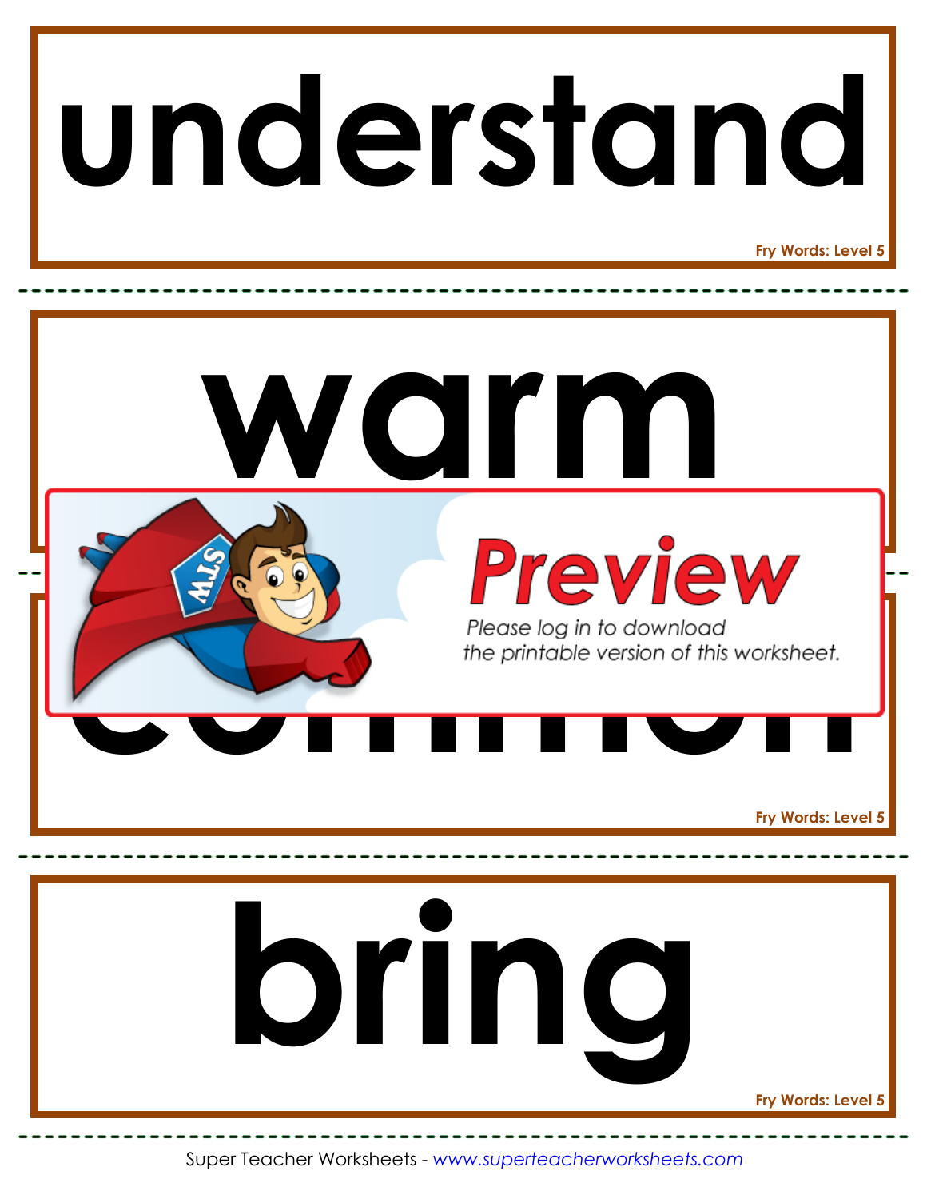understand

Fry Words: Level 5

warm

Preview

Please log in to download the printable version of this worksheet.

common

Fry Words: Level 5

bring

Fry Words: Level 5

Super Teacher Worksheets - www.superteacherworksheets.com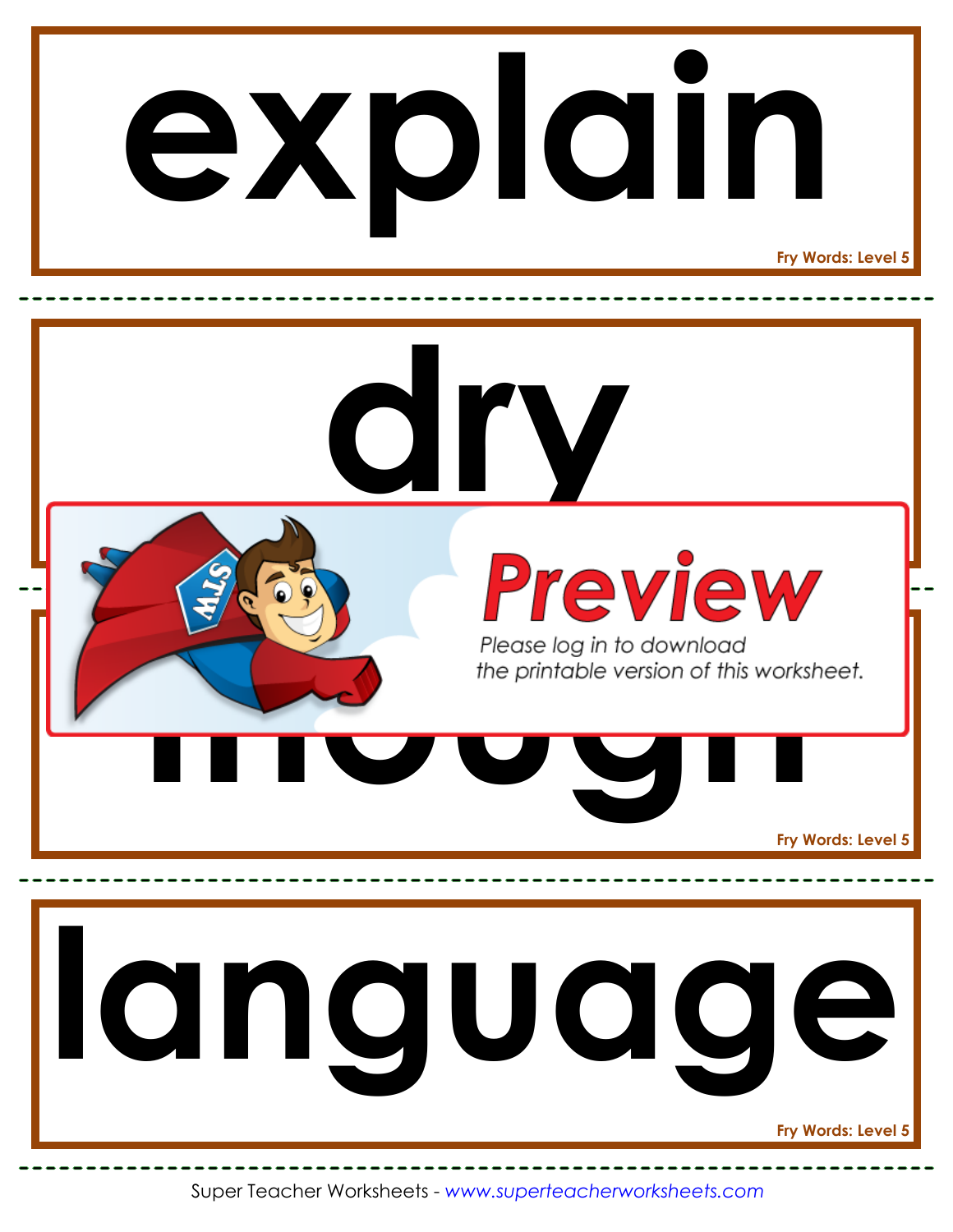# explain

Fry Words: Level 5

# dry

Preview

Please log in to download the printable version of this worksheet.

# though

Fry Words: Level 5

# language

Fry Words: Level 5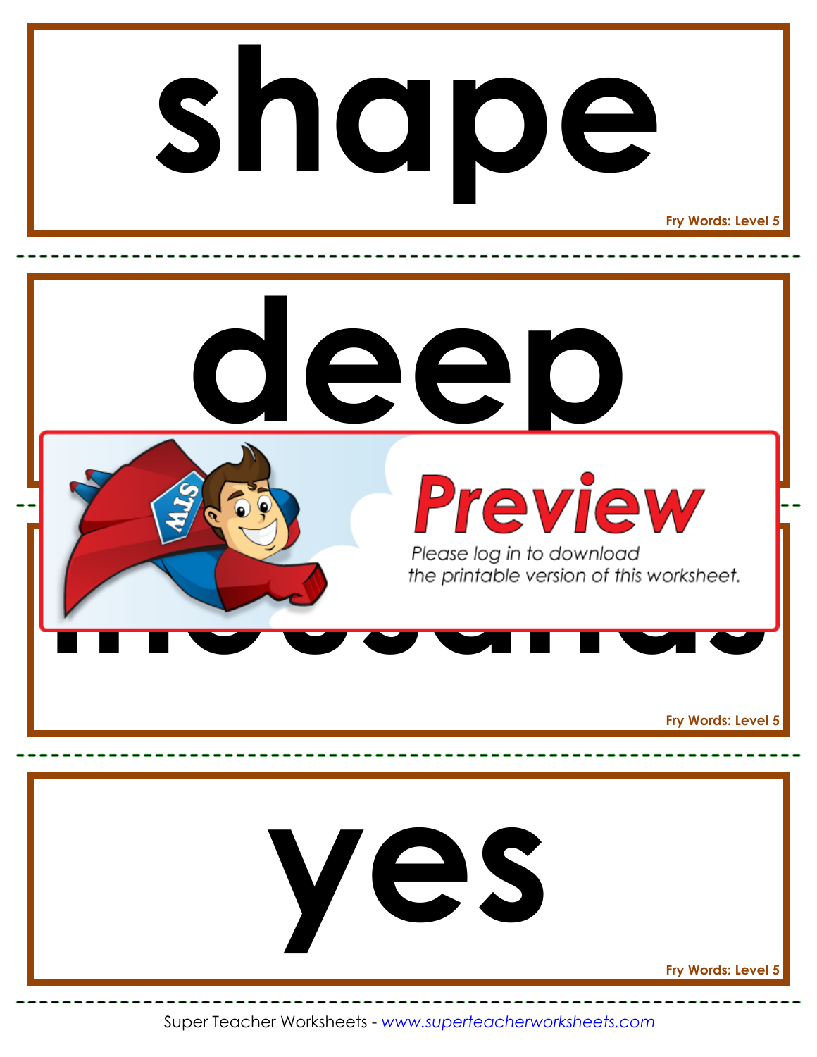# shape

Fry Words: Level 5

# deep

Preview

Please log in to download the printable version of this worksheet.

# thousands

Fry Words: Level 5

# yes

Fry Words: Level 5

Super Teacher Worksheets - *www.superteacherworksheets.com*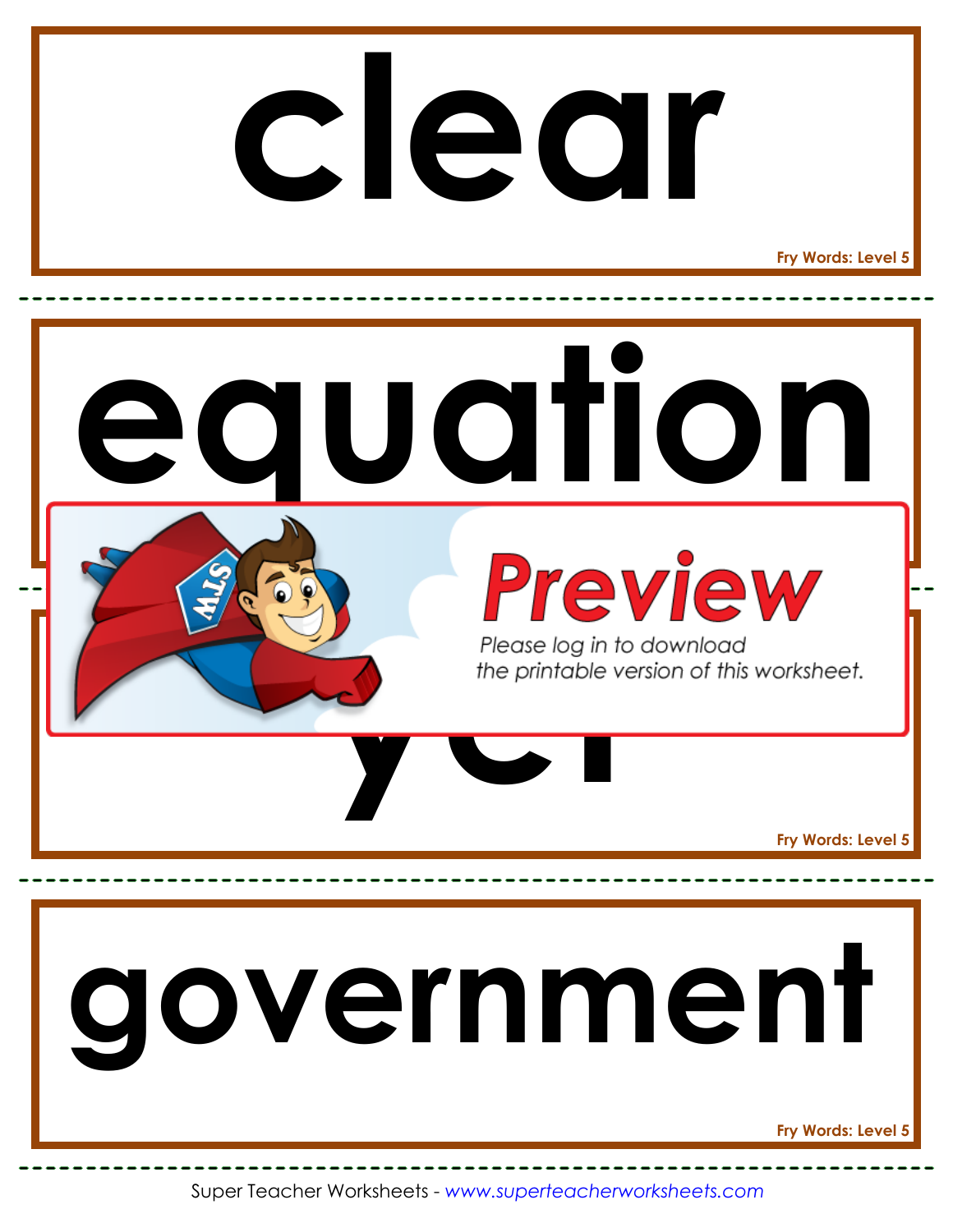# clear

Fry Words: Level 5

# equation

Preview

Please log in to download the printable version of this worksheet.

# yet

Fry Words: Level 5

# government

Fry Words: Level 5

Super Teacher Worksheets - *www.superteacherworksheets.com*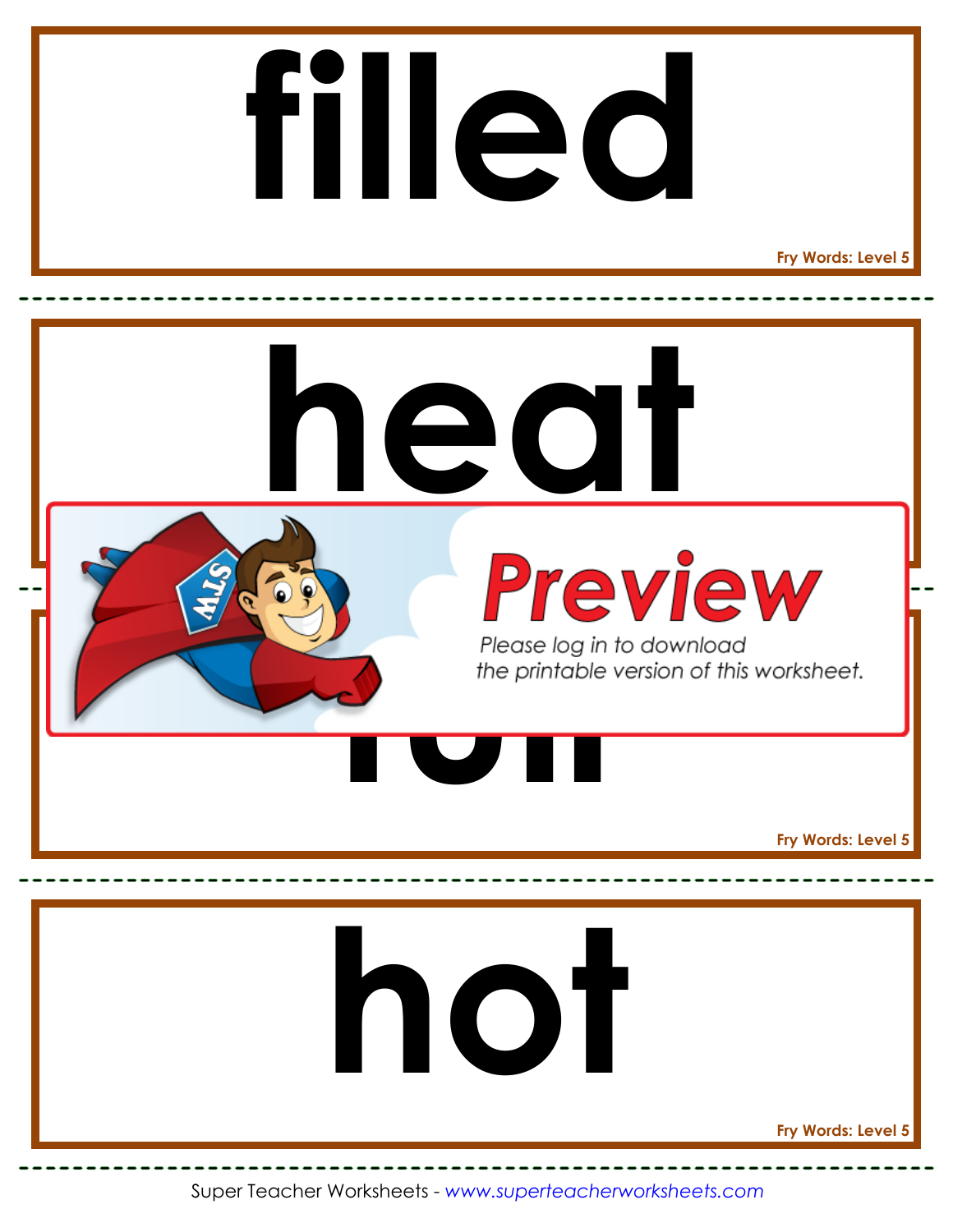# filled

Fry Words: Level 5

# heat

Fry Words: Level 5

**Preview**

Please log in to download the printable version of this worksheet.

# full

Fry Words: Level 5

# hot

Fry Words: Level 5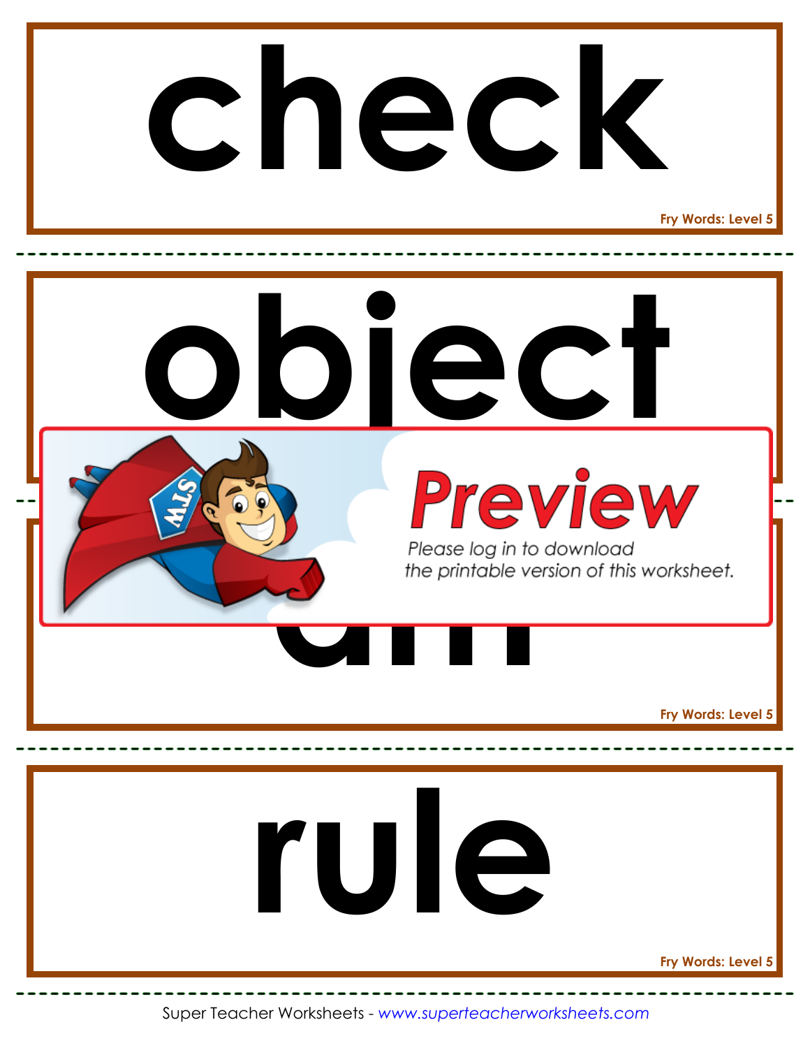# check

Fry Words: Level 5

# object

**Preview**

*Please log in to download the printable version of this worksheet.*

Fry Words: Level 5

# rule

Fry Words: Level 5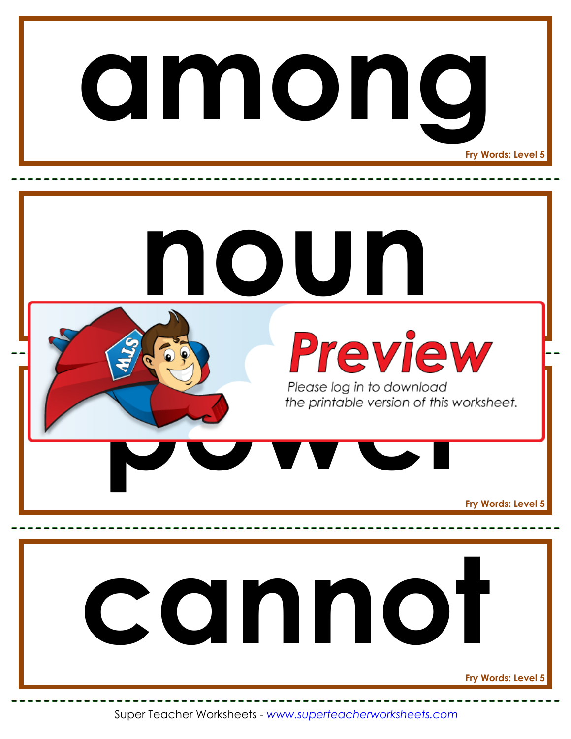# among

Fry Words: Level 5

# noun

Preview

Please log in to download the printable version of this worksheet.

# power

Fry Words: Level 5

# cannot

Fry Words: Level 5

Super Teacher Worksheets - *www.superteacherworksheets.com*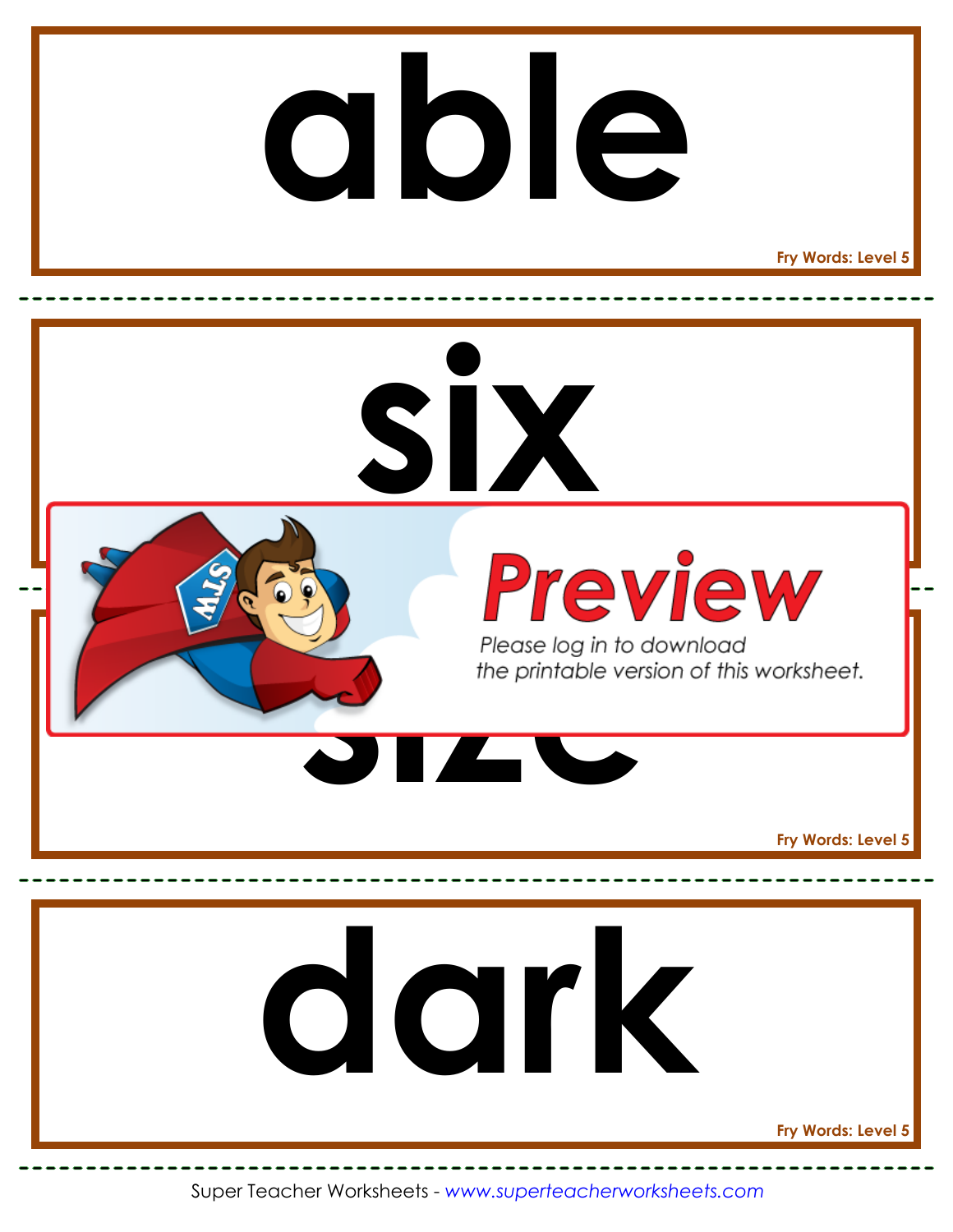able

Fry Words: Level 5

---

six

Preview

Please log in to download
the printable version of this worksheet.

size

Fry Words: Level 5

---

dark

Fry Words: Level 5

---

Super Teacher Worksheets - *www.superteacherworksheets.com*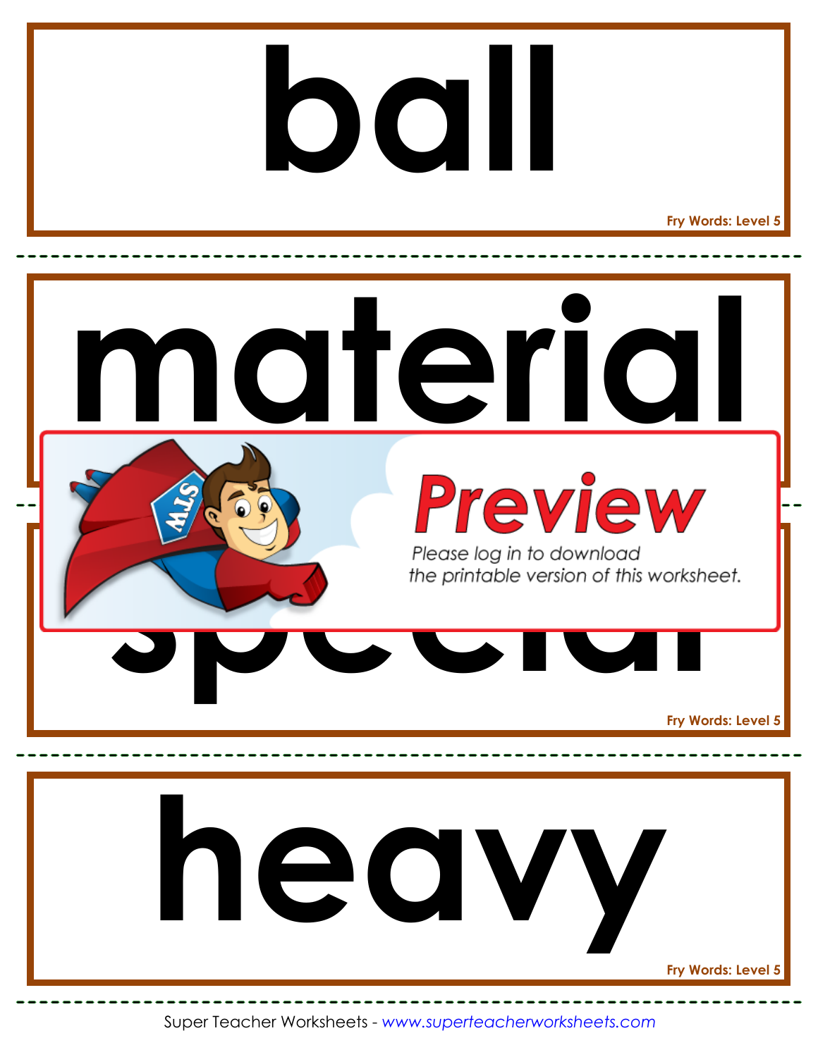ball

Fry Words: Level 5

material

Preview

Please log in to download the printable version of this worksheet.

special

Fry Words: Level 5

heavy

Fry Words: Level 5

Super Teacher Worksheets - www.superteacherworksheets.com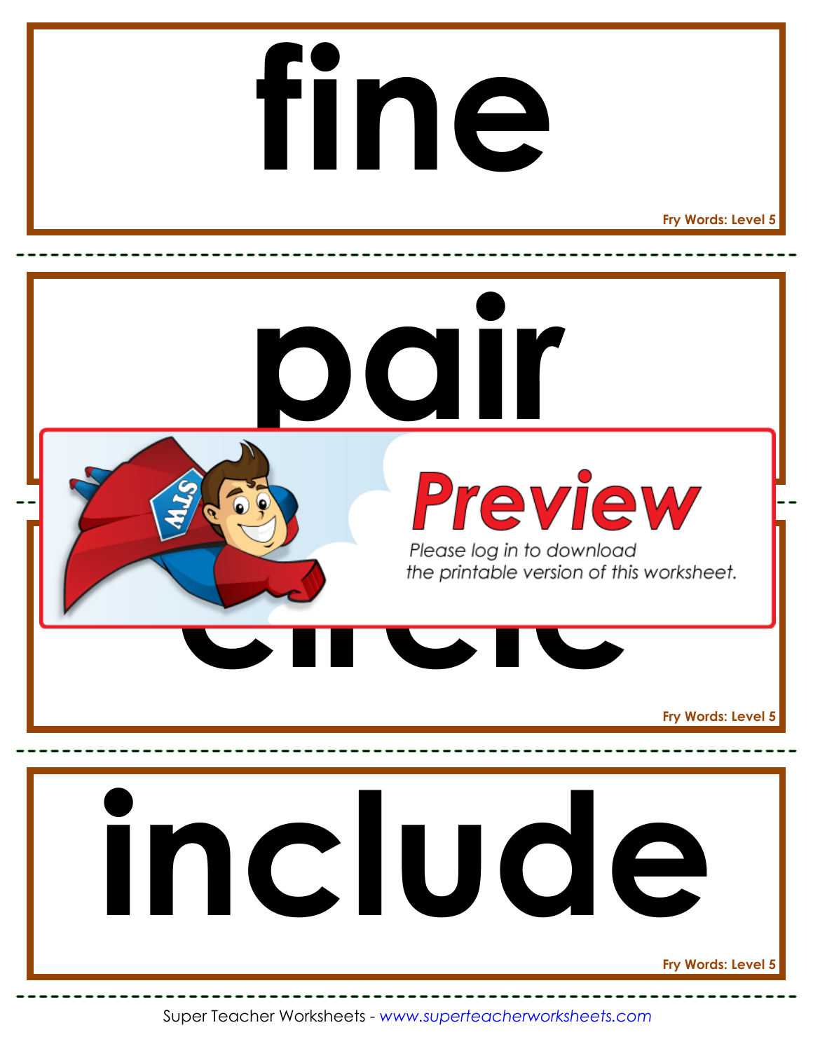# fine

Fry Words: Level 5

---

# pair

Preview

Please log in to download the printable version of this worksheet.

# circle

Fry Words: Level 5

---

# include

Fry Words: Level 5

---

Super Teacher Worksheets - *www.superteacherworksheets.com*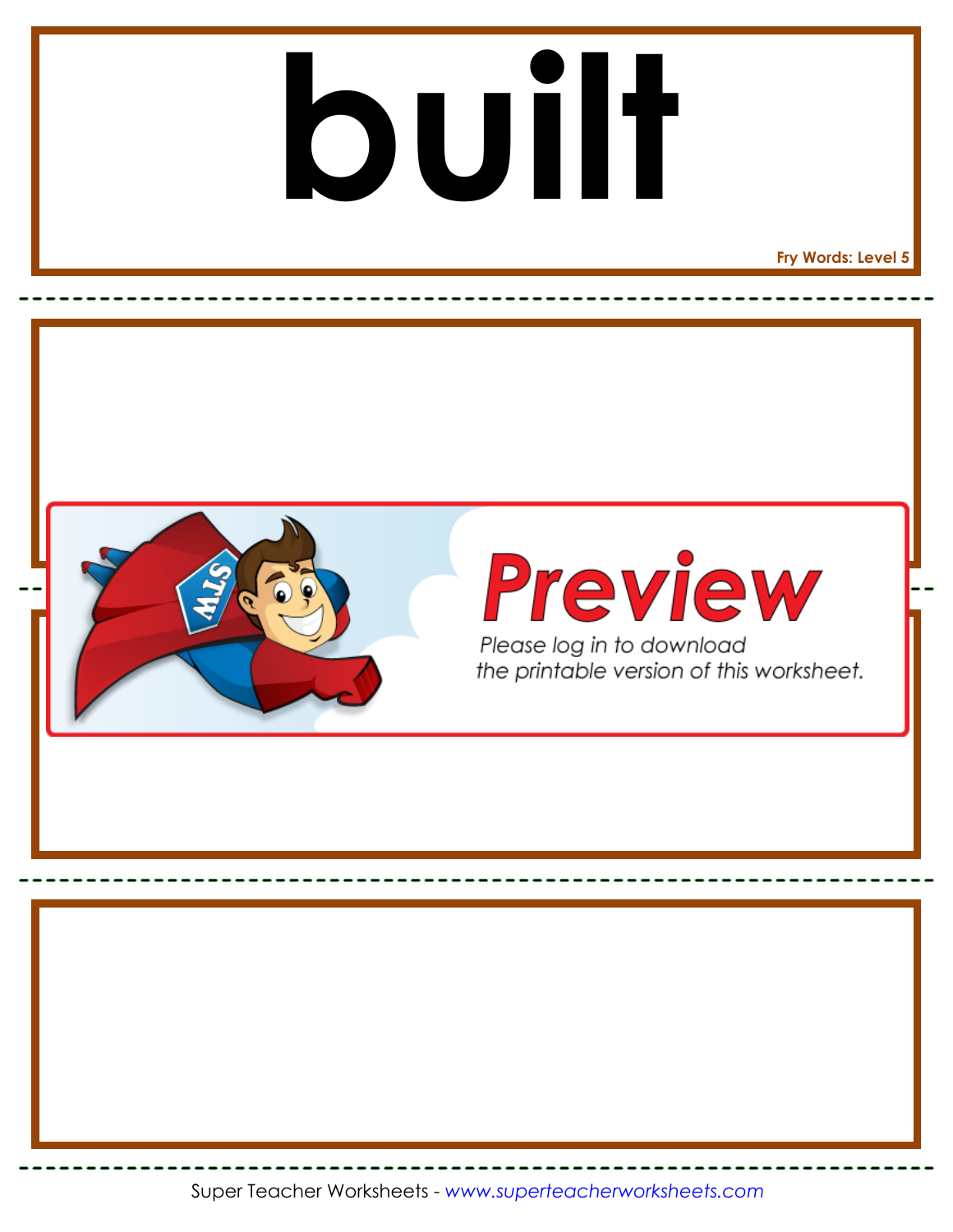# built

Fry Words: Level 5

Preview

Please log in to download the printable version of this worksheet.